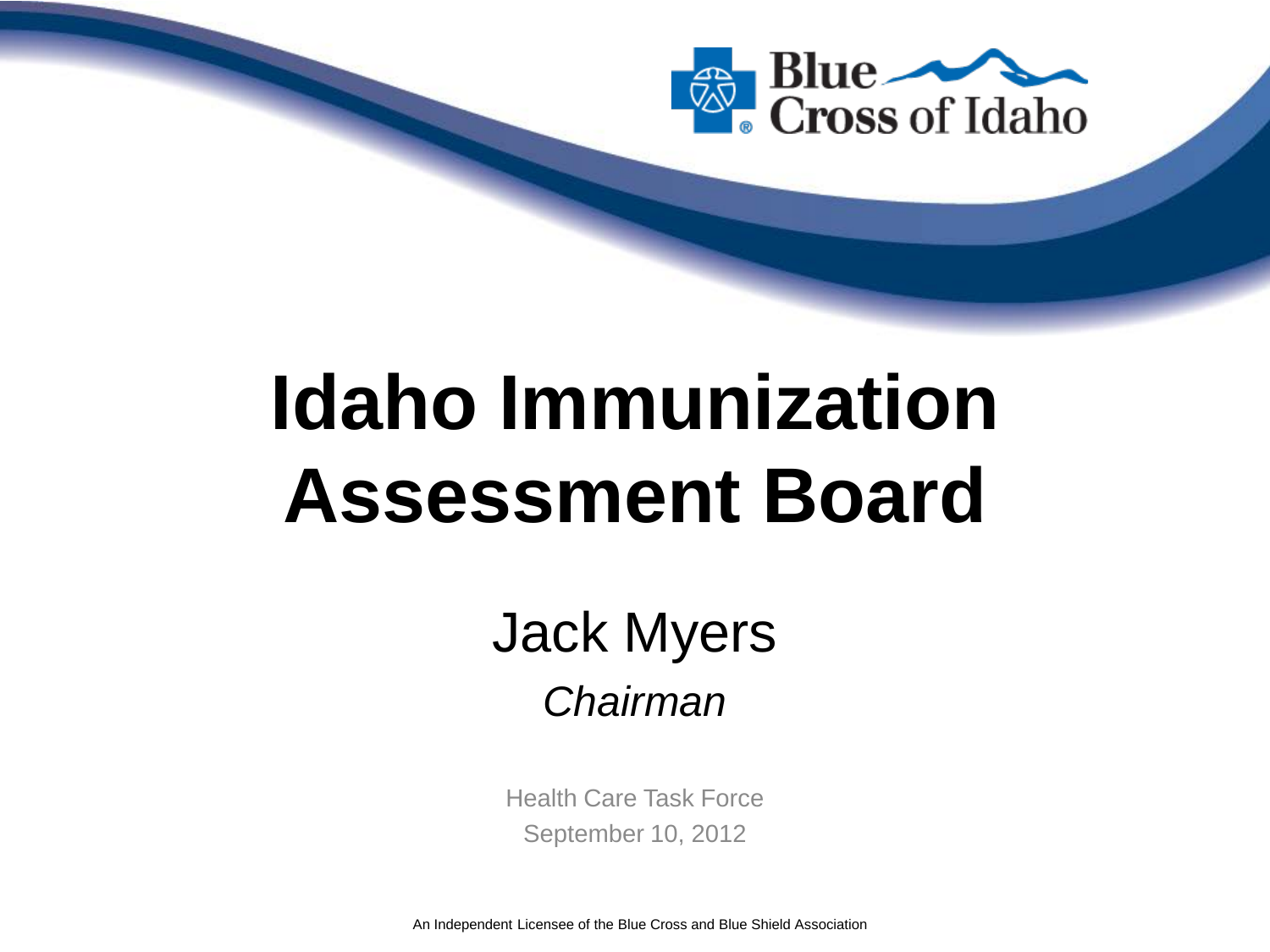Blue Cross of Idaho

# Idaho Immunization Assessment Board

Jack Myers

*Chairman*

Health Care Task Force

September 10, 2012

An Independent Licensee of the Blue Cross and Blue Shield Association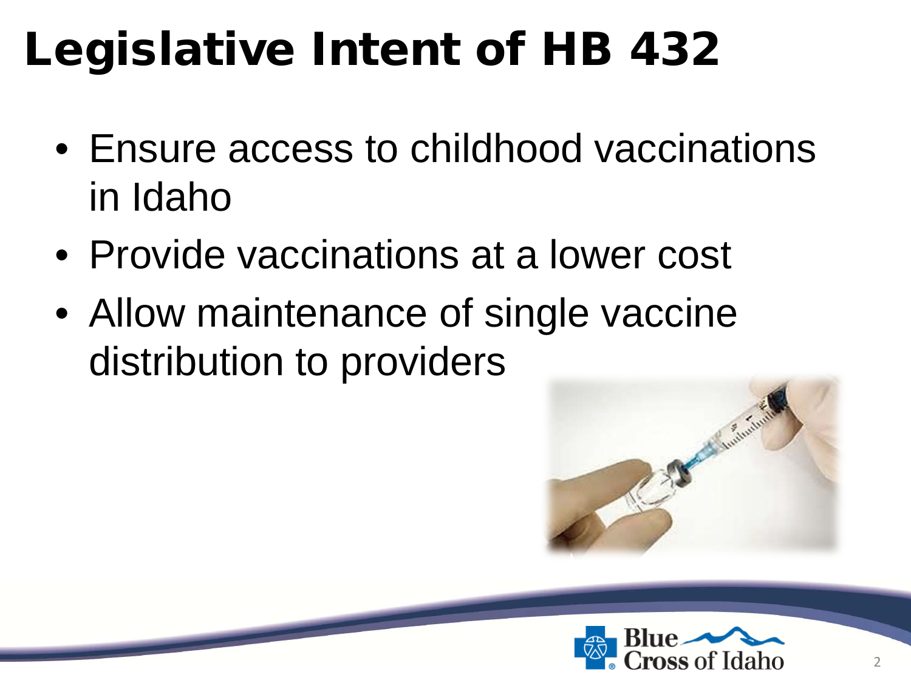# Legislative Intent of HB 432

- Ensure access to childhood vaccinations in Idaho
- Provide vaccinations at a lower cost
- Allow maintenance of single vaccine distribution to providers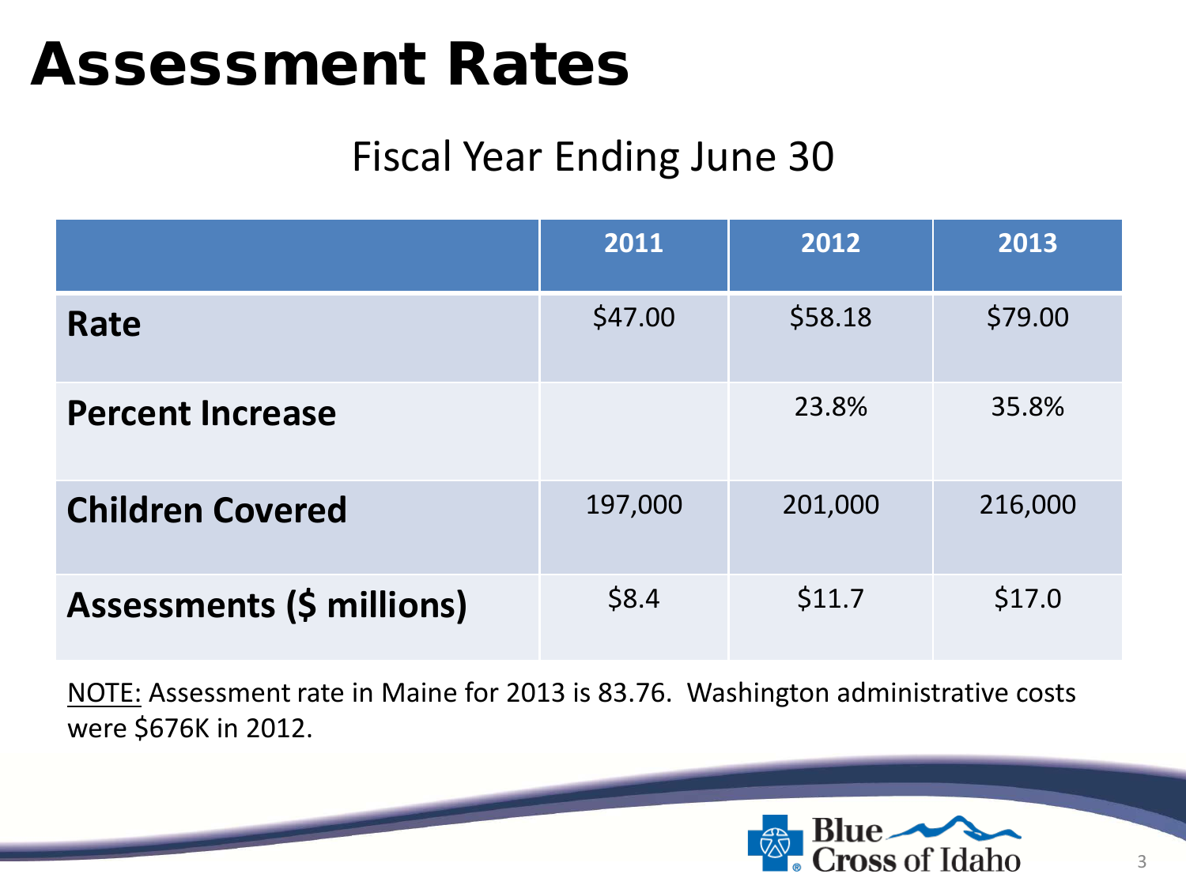# Assessment Rates

## Fiscal Year Ending June 30

| | 2011 | 2012 | 2013 |
|---|---|---|---|
| **Rate** | $47.00 | $58.18 | $79.00 |
| **Percent Increase** | | 23.8% | 35.8% |
| **Children Covered** | 197,000 | 201,000 | 216,000 |
| **Assessments ($ millions)** | $8.4 | $11.7 | $17.0 |

<u>NOTE:</u> Assessment rate in Maine for 2013 is 83.76. Washington administrative costs were $676K in 2012.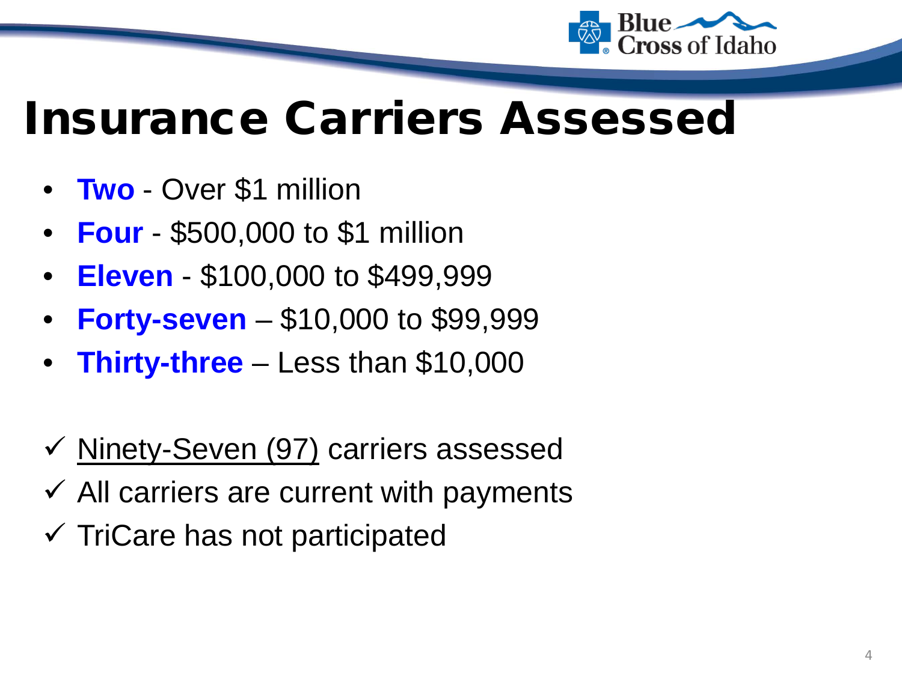# Insurance Carriers Assessed

- **Two** - Over $1 million
- **Four** - $500,000 to $1 million
- **Eleven** - $100,000 to $499,999
- **Forty-seven** – $10,000 to $99,999
- **Thirty-three** – Less than $10,000

✓ Ninety-Seven (97) carriers assessed
✓ All carriers are current with payments
✓ TriCare has not participated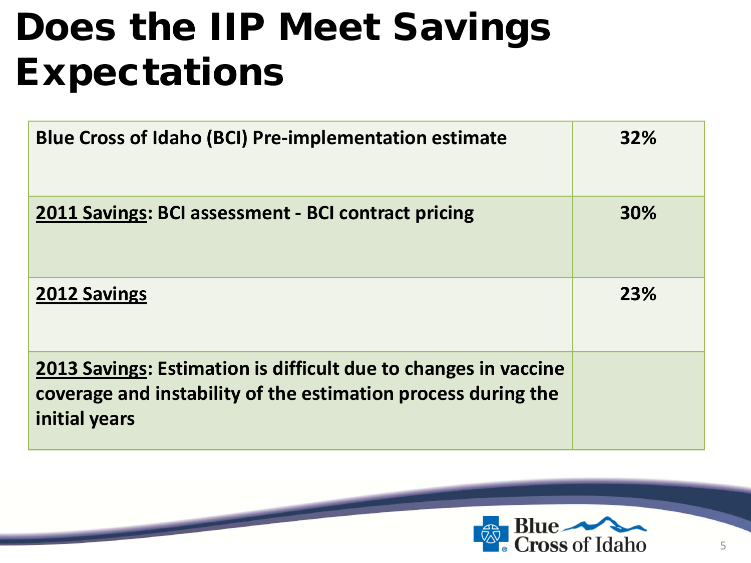# Does the IIP Meet Savings Expectations

| | |
|---|---|
| **Blue Cross of Idaho (BCI) Pre-implementation estimate** | **32%** |
| **2011 Savings: BCI assessment - BCI contract pricing** | **30%** |
| **2012 Savings** | **23%** |
| **2013 Savings: Estimation is difficult due to changes in vaccine coverage and instability of the estimation process during the initial years** | |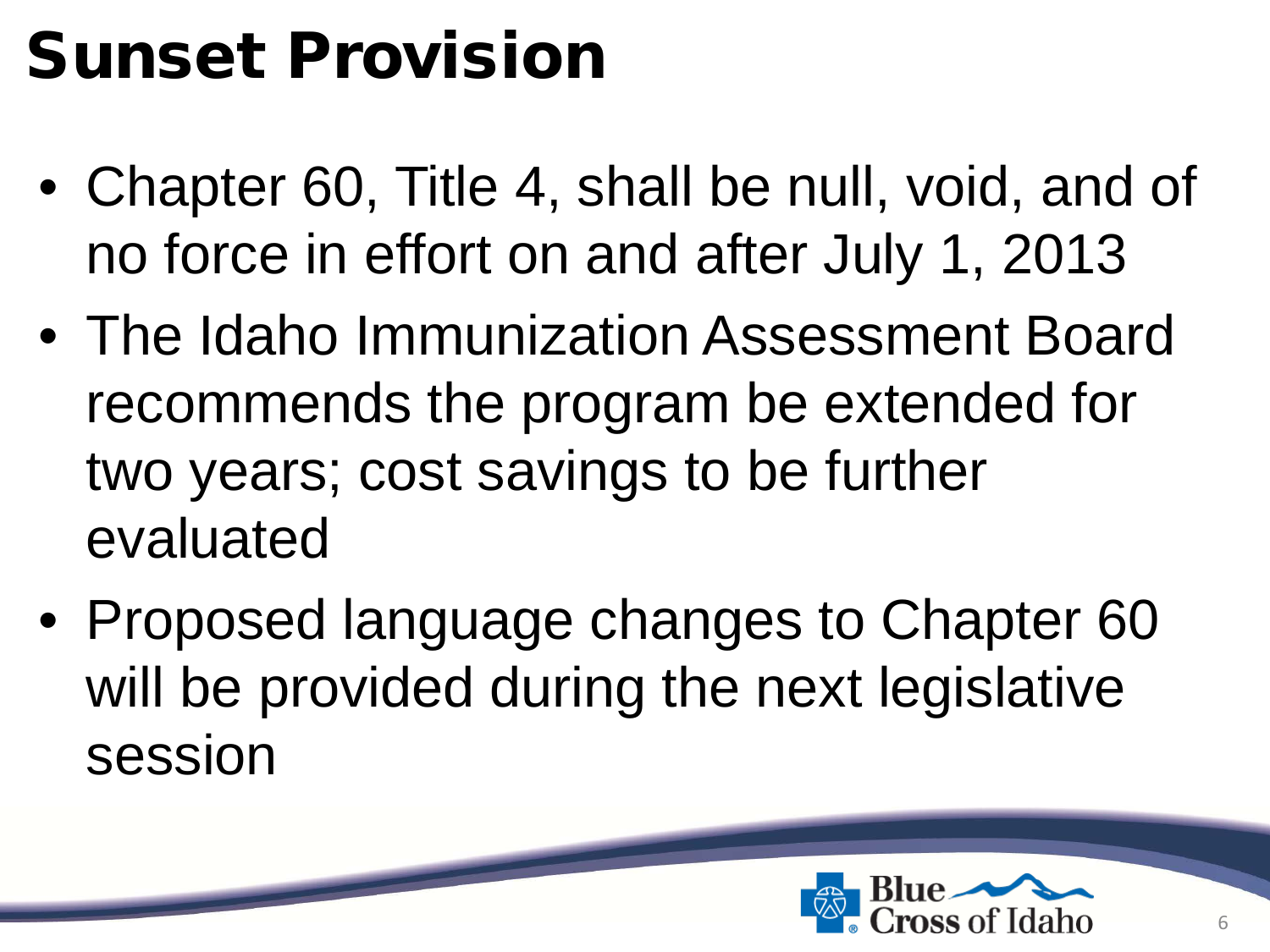# Sunset Provision

- Chapter 60, Title 4, shall be null, void, and of no force in effort on and after July 1, 2013
- The Idaho Immunization Assessment Board recommends the program be extended for two years; cost savings to be further evaluated
- Proposed language changes to Chapter 60 will be provided during the next legislative session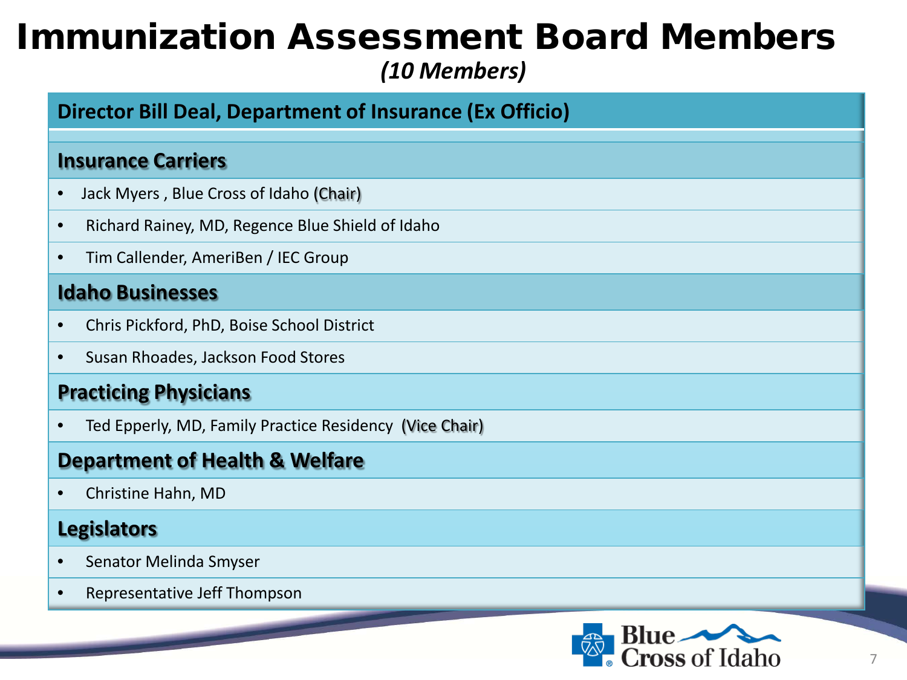# Immunization Assessment Board Members

*(10 Members)*

**Director Bill Deal, Department of Insurance (Ex Officio)**

## Insurance Carriers

- Jack Myers , Blue Cross of Idaho (Chair)
- Richard Rainey, MD, Regence Blue Shield of Idaho
- Tim Callender, AmeriBen / IEC Group

## Idaho Businesses

- Chris Pickford, PhD, Boise School District
- Susan Rhoades, Jackson Food Stores

## Practicing Physicians

- Ted Epperly, MD, Family Practice Residency (Vice Chair)

## Department of Health & Welfare

- Christine Hahn, MD

## Legislators

- Senator Melinda Smyser
- Representative Jeff Thompson

Blue Cross of Idaho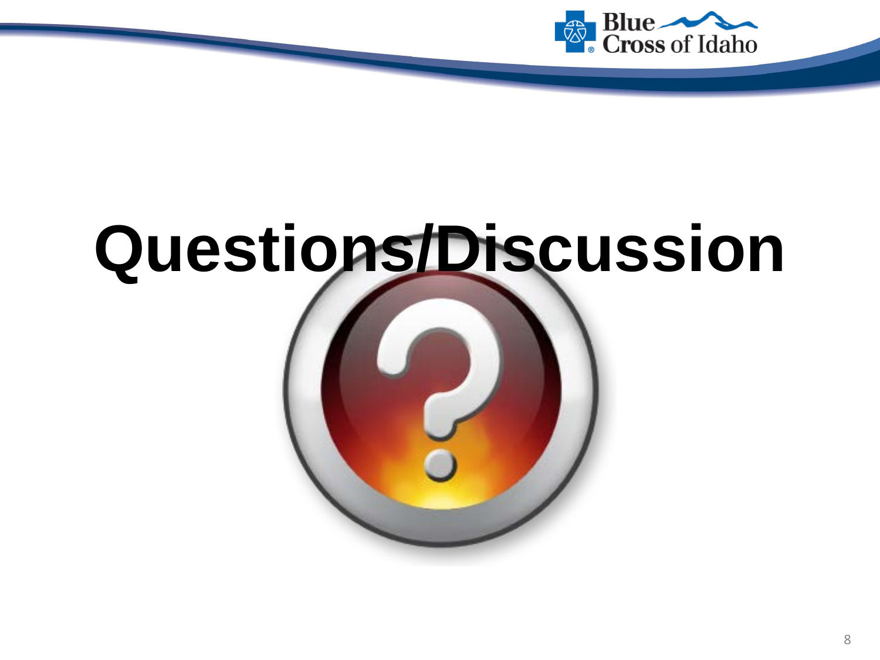# Questions/Discussion